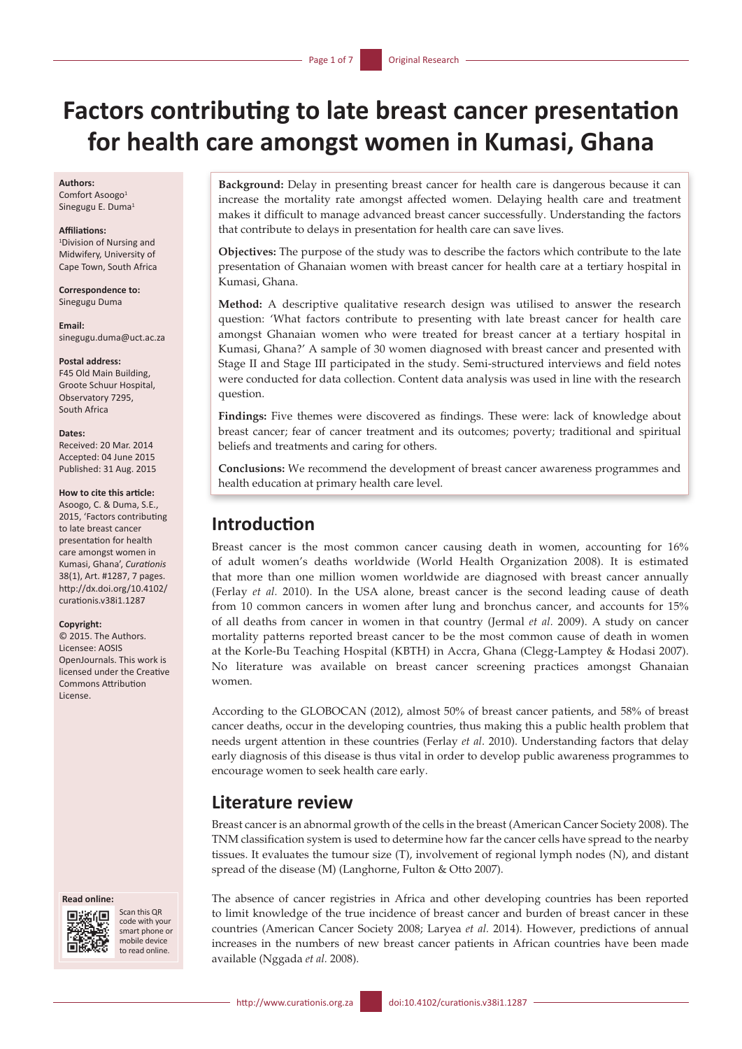# Factors contributing to late breast cancer presentation for health care amongst women in Kumasi, Ghana

**Authors:**
Comfort Asoogo[1]
Sinegugu E. Duma[1]

**Affiliations:**
[1]Division of Nursing and Midwifery, University of Cape Town, South Africa

**Correspondence to:**
Sinegugu Duma

**Email:**
sinegugu.duma@uct.ac.za

**Postal address:**
F45 Old Main Building, Groote Schuur Hospital, Observatory 7295, South Africa

**Dates:**
Received: 20 Mar. 2014
Accepted: 04 June 2015
Published: 31 Aug. 2015

**How to cite this article:**
Asoogo, C. & Duma, S.E., 2015, 'Factors contributing to late breast cancer presentation for health care amongst women in Kumasi, Ghana', *Curationis* 38(1), Art. #1287, 7 pages. http://dx.doi.org/10.4102/curationis.v38i1.1287

**Copyright:**
© 2015. The Authors. Licensee: AOSIS OpenJournals. This work is licensed under the Creative Commons Attribution License.

**Read online:**
Scan this QR code with your smart phone or mobile device to read online.

**Background:** Delay in presenting breast cancer for health care is dangerous because it can increase the mortality rate amongst affected women. Delaying health care and treatment makes it difficult to manage advanced breast cancer successfully. Understanding the factors that contribute to delays in presentation for health care can save lives.

**Objectives:** The purpose of the study was to describe the factors which contribute to the late presentation of Ghanaian women with breast cancer for health care at a tertiary hospital in Kumasi, Ghana.

**Method:** A descriptive qualitative research design was utilised to answer the research question: 'What factors contribute to presenting with late breast cancer for health care amongst Ghanaian women who were treated for breast cancer at a tertiary hospital in Kumasi, Ghana?' A sample of 30 women diagnosed with breast cancer and presented with Stage II and Stage III participated in the study. Semi-structured interviews and field notes were conducted for data collection. Content data analysis was used in line with the research question.

**Findings:** Five themes were discovered as findings. These were: lack of knowledge about breast cancer; fear of cancer treatment and its outcomes; poverty; traditional and spiritual beliefs and treatments and caring for others.

**Conclusions:** We recommend the development of breast cancer awareness programmes and health education at primary health care level.

## Introduction

Breast cancer is the most common cancer causing death in women, accounting for 16% of adult women's deaths worldwide (World Health Organization 2008). It is estimated that more than one million women worldwide are diagnosed with breast cancer annually (Ferlay *et al.* 2010). In the USA alone, breast cancer is the second leading cause of death from 10 common cancers in women after lung and bronchus cancer, and accounts for 15% of all deaths from cancer in women in that country (Jermal *et al.* 2009). A study on cancer mortality patterns reported breast cancer to be the most common cause of death in women at the Korle-Bu Teaching Hospital (KBTH) in Accra, Ghana (Clegg-Lamptey & Hodasi 2007). No literature was available on breast cancer screening practices amongst Ghanaian women.

According to the GLOBOCAN (2012), almost 50% of breast cancer patients, and 58% of breast cancer deaths, occur in the developing countries, thus making this a public health problem that needs urgent attention in these countries (Ferlay *et al.* 2010). Understanding factors that delay early diagnosis of this disease is thus vital in order to develop public awareness programmes to encourage women to seek health care early.

## Literature review

Breast cancer is an abnormal growth of the cells in the breast (American Cancer Society 2008). The TNM classification system is used to determine how far the cancer cells have spread to the nearby tissues. It evaluates the tumour size (T), involvement of regional lymph nodes (N), and distant spread of the disease (M) (Langhorne, Fulton & Otto 2007).

The absence of cancer registries in Africa and other developing countries has been reported to limit knowledge of the true incidence of breast cancer and burden of breast cancer in these countries (American Cancer Society 2008; Laryea *et al.* 2014). However, predictions of annual increases in the numbers of new breast cancer patients in African countries have been made available (Nggada *et al.* 2008).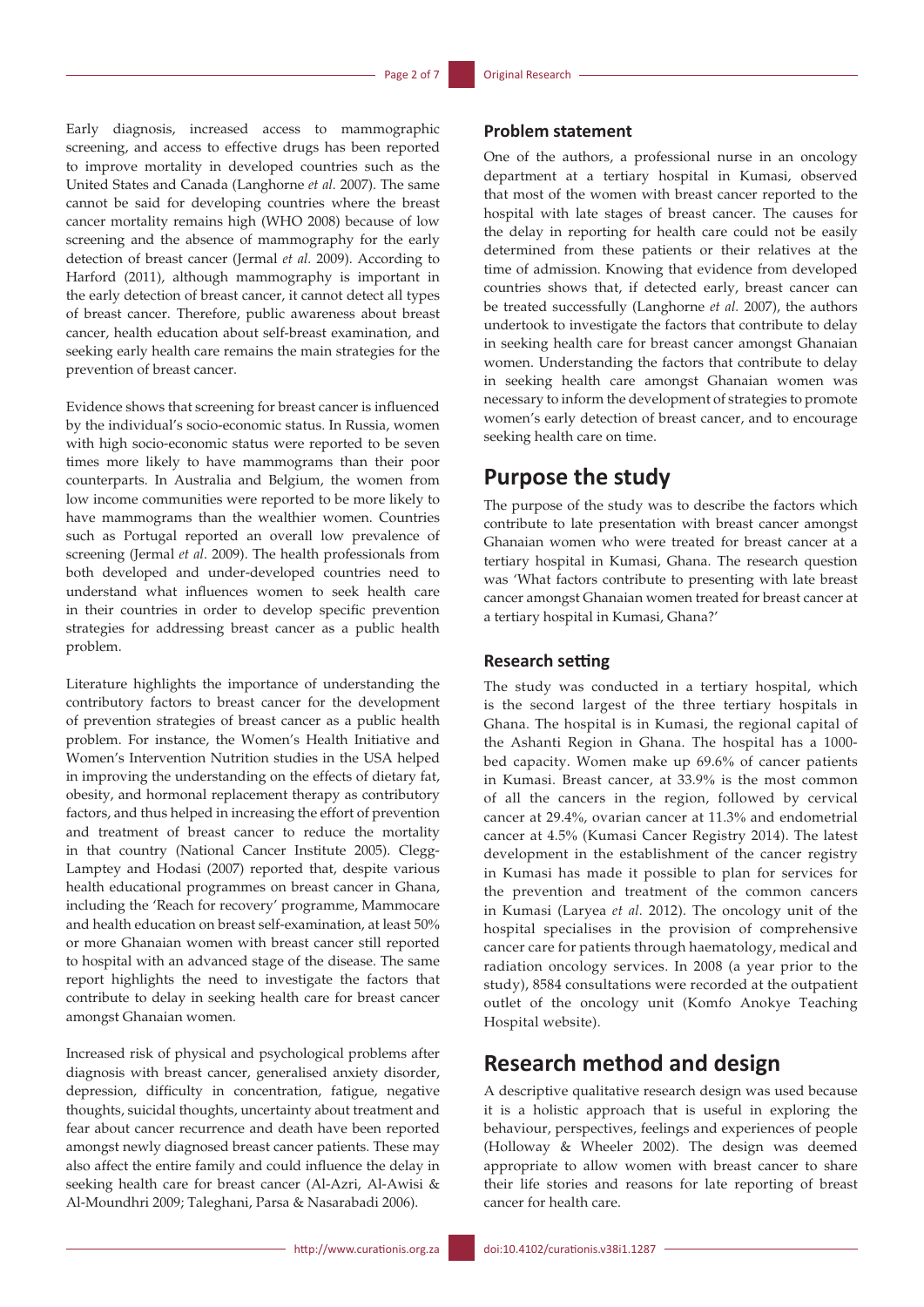Early diagnosis, increased access to mammographic screening, and access to effective drugs has been reported to improve mortality in developed countries such as the United States and Canada (Langhorne *et al.* 2007). The same cannot be said for developing countries where the breast cancer mortality remains high (WHO 2008) because of low screening and the absence of mammography for the early detection of breast cancer (Jermal *et al.* 2009). According to Harford (2011), although mammography is important in the early detection of breast cancer, it cannot detect all types of breast cancer. Therefore, public awareness about breast cancer, health education about self-breast examination, and seeking early health care remains the main strategies for the prevention of breast cancer.

Evidence shows that screening for breast cancer is influenced by the individual's socio-economic status. In Russia, women with high socio-economic status were reported to be seven times more likely to have mammograms than their poor counterparts. In Australia and Belgium, the women from low income communities were reported to be more likely to have mammograms than the wealthier women. Countries such as Portugal reported an overall low prevalence of screening (Jermal *et al*. 2009). The health professionals from both developed and under-developed countries need to understand what influences women to seek health care in their countries in order to develop specific prevention strategies for addressing breast cancer as a public health problem.

Literature highlights the importance of understanding the contributory factors to breast cancer for the development of prevention strategies of breast cancer as a public health problem. For instance, the Women's Health Initiative and Women's Intervention Nutrition studies in the USA helped in improving the understanding on the effects of dietary fat, obesity, and hormonal replacement therapy as contributory factors, and thus helped in increasing the effort of prevention and treatment of breast cancer to reduce the mortality in that country (National Cancer Institute 2005). Clegg-Lamptey and Hodasi (2007) reported that, despite various health educational programmes on breast cancer in Ghana, including the 'Reach for recovery' programme, Mammocare and health education on breast self-examination, at least 50% or more Ghanaian women with breast cancer still reported to hospital with an advanced stage of the disease. The same report highlights the need to investigate the factors that contribute to delay in seeking health care for breast cancer amongst Ghanaian women.

Increased risk of physical and psychological problems after diagnosis with breast cancer, generalised anxiety disorder, depression, difficulty in concentration, fatigue, negative thoughts, suicidal thoughts, uncertainty about treatment and fear about cancer recurrence and death have been reported amongst newly diagnosed breast cancer patients. These may also affect the entire family and could influence the delay in seeking health care for breast cancer (Al-Azri, Al-Awisi & Al-Moundhri 2009; Taleghani, Parsa & Nasarabadi 2006).

### Problem statement

One of the authors, a professional nurse in an oncology department at a tertiary hospital in Kumasi, observed that most of the women with breast cancer reported to the hospital with late stages of breast cancer. The causes for the delay in reporting for health care could not be easily determined from these patients or their relatives at the time of admission. Knowing that evidence from developed countries shows that, if detected early, breast cancer can be treated successfully (Langhorne *et al.* 2007), the authors undertook to investigate the factors that contribute to delay in seeking health care for breast cancer amongst Ghanaian women. Understanding the factors that contribute to delay in seeking health care amongst Ghanaian women was necessary to inform the development of strategies to promote women's early detection of breast cancer, and to encourage seeking health care on time.

## Purpose the study

The purpose of the study was to describe the factors which contribute to late presentation with breast cancer amongst Ghanaian women who were treated for breast cancer at a tertiary hospital in Kumasi, Ghana. The research question was 'What factors contribute to presenting with late breast cancer amongst Ghanaian women treated for breast cancer at a tertiary hospital in Kumasi, Ghana?'

### Research setting

The study was conducted in a tertiary hospital, which is the second largest of the three tertiary hospitals in Ghana. The hospital is in Kumasi, the regional capital of the Ashanti Region in Ghana. The hospital has a 1000-bed capacity. Women make up 69.6% of cancer patients in Kumasi. Breast cancer, at 33.9% is the most common of all the cancers in the region, followed by cervical cancer at 29.4%, ovarian cancer at 11.3% and endometrial cancer at 4.5% (Kumasi Cancer Registry 2014). The latest development in the establishment of the cancer registry in Kumasi has made it possible to plan for services for the prevention and treatment of the common cancers in Kumasi (Laryea *et al.* 2012). The oncology unit of the hospital specialises in the provision of comprehensive cancer care for patients through haematology, medical and radiation oncology services. In 2008 (a year prior to the study), 8584 consultations were recorded at the outpatient outlet of the oncology unit (Komfo Anokye Teaching Hospital website).

## Research method and design

A descriptive qualitative research design was used because it is a holistic approach that is useful in exploring the behaviour, perspectives, feelings and experiences of people (Holloway & Wheeler 2002). The design was deemed appropriate to allow women with breast cancer to share their life stories and reasons for late reporting of breast cancer for health care.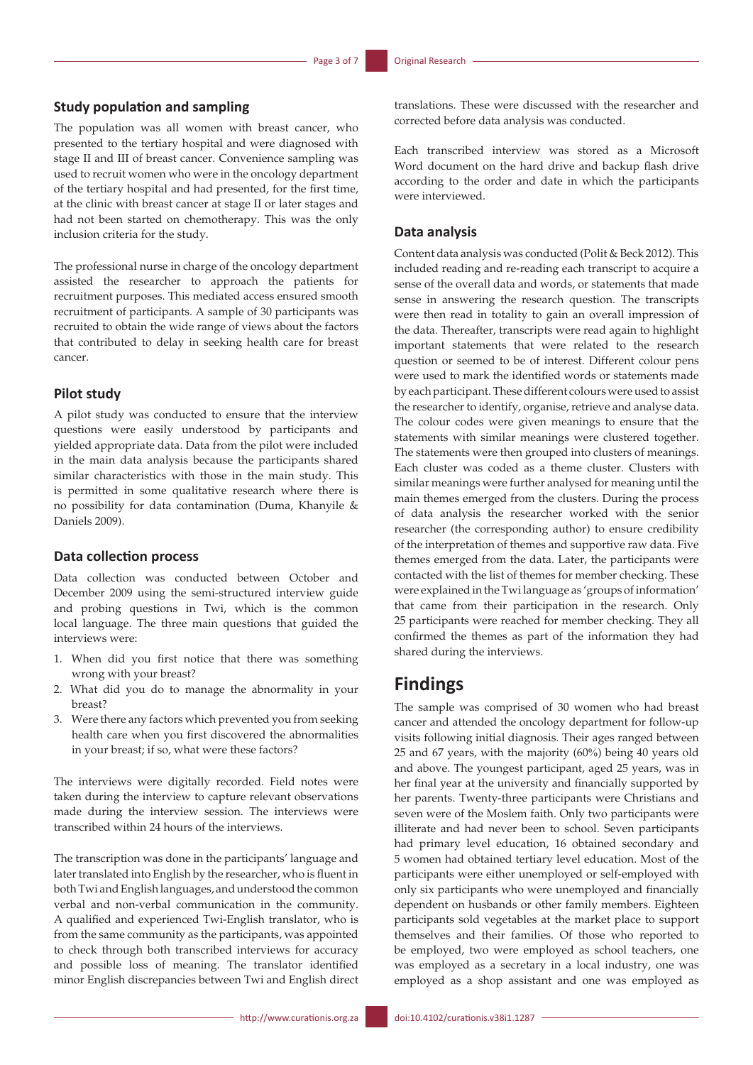### Study population and sampling

The population was all women with breast cancer, who presented to the tertiary hospital and were diagnosed with stage II and III of breast cancer. Convenience sampling was used to recruit women who were in the oncology department of the tertiary hospital and had presented, for the first time, at the clinic with breast cancer at stage II or later stages and had not been started on chemotherapy. This was the only inclusion criteria for the study.

The professional nurse in charge of the oncology department assisted the researcher to approach the patients for recruitment purposes. This mediated access ensured smooth recruitment of participants. A sample of 30 participants was recruited to obtain the wide range of views about the factors that contributed to delay in seeking health care for breast cancer.

### Pilot study

A pilot study was conducted to ensure that the interview questions were easily understood by participants and yielded appropriate data. Data from the pilot were included in the main data analysis because the participants shared similar characteristics with those in the main study. This is permitted in some qualitative research where there is no possibility for data contamination (Duma, Khanyile & Daniels 2009).

### Data collection process

Data collection was conducted between October and December 2009 using the semi-structured interview guide and probing questions in Twi, which is the common local language. The three main questions that guided the interviews were:

1. When did you first notice that there was something wrong with your breast?
2. What did you do to manage the abnormality in your breast?
3. Were there any factors which prevented you from seeking health care when you first discovered the abnormalities in your breast; if so, what were these factors?

The interviews were digitally recorded. Field notes were taken during the interview to capture relevant observations made during the interview session. The interviews were transcribed within 24 hours of the interviews.

The transcription was done in the participants' language and later translated into English by the researcher, who is fluent in both Twi and English languages, and understood the common verbal and non-verbal communication in the community. A qualified and experienced Twi-English translator, who is from the same community as the participants, was appointed to check through both transcribed interviews for accuracy and possible loss of meaning. The translator identified minor English discrepancies between Twi and English direct translations. These were discussed with the researcher and corrected before data analysis was conducted.

Each transcribed interview was stored as a Microsoft Word document on the hard drive and backup flash drive according to the order and date in which the participants were interviewed.

### Data analysis

Content data analysis was conducted (Polit & Beck 2012). This included reading and re-reading each transcript to acquire a sense of the overall data and words, or statements that made sense in answering the research question. The transcripts were then read in totality to gain an overall impression of the data. Thereafter, transcripts were read again to highlight important statements that were related to the research question or seemed to be of interest. Different colour pens were used to mark the identified words or statements made by each participant. These different colours were used to assist the researcher to identify, organise, retrieve and analyse data. The colour codes were given meanings to ensure that the statements with similar meanings were clustered together. The statements were then grouped into clusters of meanings. Each cluster was coded as a theme cluster. Clusters with similar meanings were further analysed for meaning until the main themes emerged from the clusters. During the process of data analysis the researcher worked with the senior researcher (the corresponding author) to ensure credibility of the interpretation of themes and supportive raw data. Five themes emerged from the data. Later, the participants were contacted with the list of themes for member checking. These were explained in the Twi language as 'groups of information' that came from their participation in the research. Only 25 participants were reached for member checking. They all confirmed the themes as part of the information they had shared during the interviews.

## Findings

The sample was comprised of 30 women who had breast cancer and attended the oncology department for follow-up visits following initial diagnosis. Their ages ranged between 25 and 67 years, with the majority (60%) being 40 years old and above. The youngest participant, aged 25 years, was in her final year at the university and financially supported by her parents. Twenty-three participants were Christians and seven were of the Moslem faith. Only two participants were illiterate and had never been to school. Seven participants had primary level education, 16 obtained secondary and 5 women had obtained tertiary level education. Most of the participants were either unemployed or self-employed with only six participants who were unemployed and financially dependent on husbands or other family members. Eighteen participants sold vegetables at the market place to support themselves and their families. Of those who reported to be employed, two were employed as school teachers, one was employed as a secretary in a local industry, one was employed as a shop assistant and one was employed as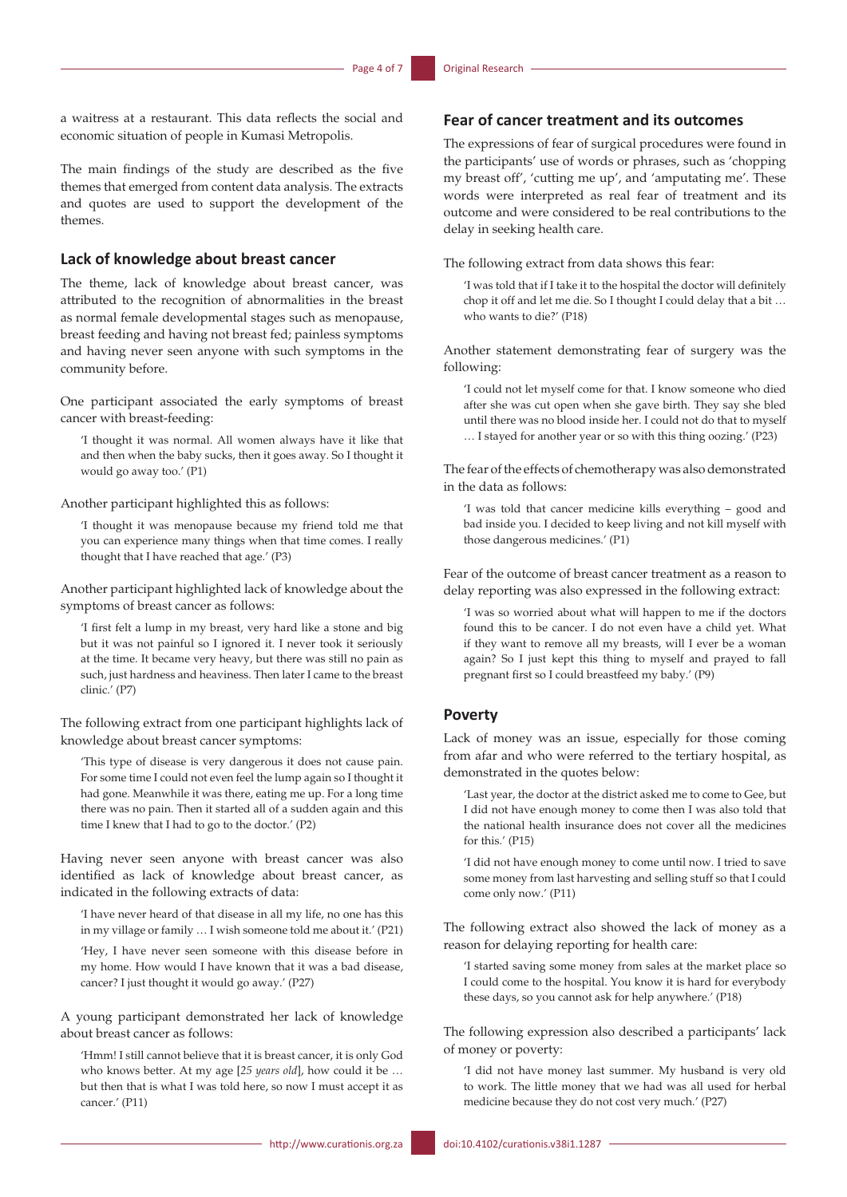a waitress at a restaurant. This data reflects the social and economic situation of people in Kumasi Metropolis.

The main findings of the study are described as the five themes that emerged from content data analysis. The extracts and quotes are used to support the development of the themes.

## Lack of knowledge about breast cancer

The theme, lack of knowledge about breast cancer, was attributed to the recognition of abnormalities in the breast as normal female developmental stages such as menopause, breast feeding and having not breast fed; painless symptoms and having never seen anyone with such symptoms in the community before.

One participant associated the early symptoms of breast cancer with breast-feeding:

> 'I thought it was normal. All women always have it like that and then when the baby sucks, then it goes away. So I thought it would go away too.' (P1)

Another participant highlighted this as follows:

> 'I thought it was menopause because my friend told me that you can experience many things when that time comes. I really thought that I have reached that age.' (P3)

Another participant highlighted lack of knowledge about the symptoms of breast cancer as follows:

> 'I first felt a lump in my breast, very hard like a stone and big but it was not painful so I ignored it. I never took it seriously at the time. It became very heavy, but there was still no pain as such, just hardness and heaviness. Then later I came to the breast clinic.' (P7)

The following extract from one participant highlights lack of knowledge about breast cancer symptoms:

> 'This type of disease is very dangerous it does not cause pain. For some time I could not even feel the lump again so I thought it had gone. Meanwhile it was there, eating me up. For a long time there was no pain. Then it started all of a sudden again and this time I knew that I had to go to the doctor.' (P2)

Having never seen anyone with breast cancer was also identified as lack of knowledge about breast cancer, as indicated in the following extracts of data:

> 'I have never heard of that disease in all my life, no one has this in my village or family … I wish someone told me about it.' (P21)

> 'Hey, I have never seen someone with this disease before in my home. How would I have known that it was a bad disease, cancer? I just thought it would go away.' (P27)

A young participant demonstrated her lack of knowledge about breast cancer as follows:

> 'Hmm! I still cannot believe that it is breast cancer, it is only God who knows better. At my age [*25 years old*], how could it be … but then that is what I was told here, so now I must accept it as cancer.' (P11)

## Fear of cancer treatment and its outcomes

The expressions of fear of surgical procedures were found in the participants' use of words or phrases, such as 'chopping my breast off', 'cutting me up', and 'amputating me'. These words were interpreted as real fear of treatment and its outcome and were considered to be real contributions to the delay in seeking health care.

The following extract from data shows this fear:

> 'I was told that if I take it to the hospital the doctor will definitely chop it off and let me die. So I thought I could delay that a bit … who wants to die?' (P18)

Another statement demonstrating fear of surgery was the following:

> 'I could not let myself come for that. I know someone who died after she was cut open when she gave birth. They say she bled until there was no blood inside her. I could not do that to myself … I stayed for another year or so with this thing oozing.' (P23)

The fear of the effects of chemotherapy was also demonstrated in the data as follows:

> 'I was told that cancer medicine kills everything – good and bad inside you. I decided to keep living and not kill myself with those dangerous medicines.' (P1)

Fear of the outcome of breast cancer treatment as a reason to delay reporting was also expressed in the following extract:

> 'I was so worried about what will happen to me if the doctors found this to be cancer. I do not even have a child yet. What if they want to remove all my breasts, will I ever be a woman again? So I just kept this thing to myself and prayed to fall pregnant first so I could breastfeed my baby.' (P9)

## Poverty

Lack of money was an issue, especially for those coming from afar and who were referred to the tertiary hospital, as demonstrated in the quotes below:

> 'Last year, the doctor at the district asked me to come to Gee, but I did not have enough money to come then I was also told that the national health insurance does not cover all the medicines for this.' (P15)

> 'I did not have enough money to come until now. I tried to save some money from last harvesting and selling stuff so that I could come only now.' (P11)

The following extract also showed the lack of money as a reason for delaying reporting for health care:

> 'I started saving some money from sales at the market place so I could come to the hospital. You know it is hard for everybody these days, so you cannot ask for help anywhere.' (P18)

The following expression also described a participants' lack of money or poverty:

> 'I did not have money last summer. My husband is very old to work. The little money that we had was all used for herbal medicine because they do not cost very much.' (P27)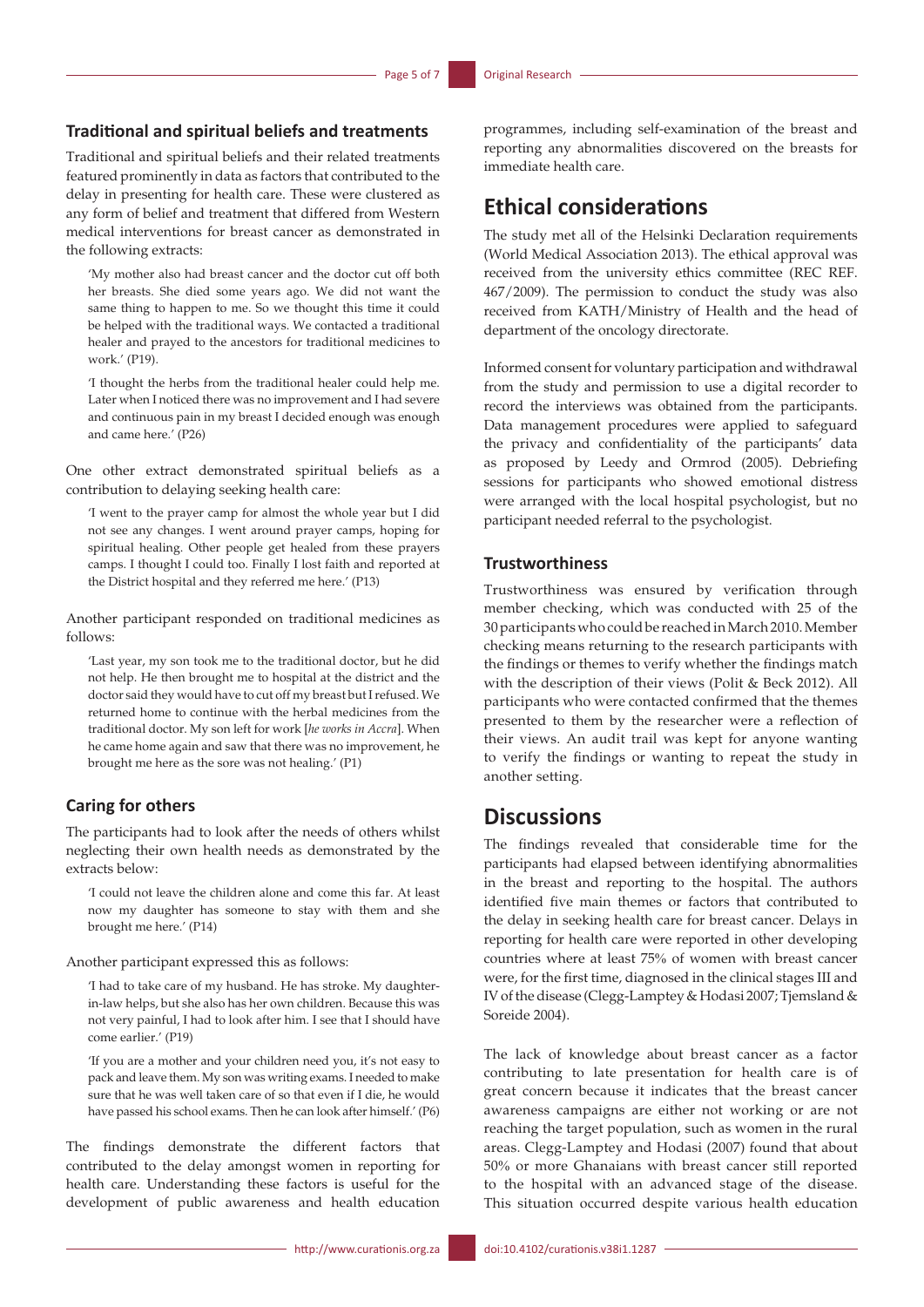### Traditional and spiritual beliefs and treatments

Traditional and spiritual beliefs and their related treatments featured prominently in data as factors that contributed to the delay in presenting for health care. These were clustered as any form of belief and treatment that differed from Western medical interventions for breast cancer as demonstrated in the following extracts:

> 'My mother also had breast cancer and the doctor cut off both her breasts. She died some years ago. We did not want the same thing to happen to me. So we thought this time it could be helped with the traditional ways. We contacted a traditional healer and prayed to the ancestors for traditional medicines to work.' (P19).

> 'I thought the herbs from the traditional healer could help me. Later when I noticed there was no improvement and I had severe and continuous pain in my breast I decided enough was enough and came here.' (P26)

One other extract demonstrated spiritual beliefs as a contribution to delaying seeking health care:

> 'I went to the prayer camp for almost the whole year but I did not see any changes. I went around prayer camps, hoping for spiritual healing. Other people get healed from these prayers camps. I thought I could too. Finally I lost faith and reported at the District hospital and they referred me here.' (P13)

Another participant responded on traditional medicines as follows:

> 'Last year, my son took me to the traditional doctor, but he did not help. He then brought me to hospital at the district and the doctor said they would have to cut off my breast but I refused. We returned home to continue with the herbal medicines from the traditional doctor. My son left for work [*he works in Accra*]. When he came home again and saw that there was no improvement, he brought me here as the sore was not healing.' (P1)

### Caring for others

The participants had to look after the needs of others whilst neglecting their own health needs as demonstrated by the extracts below:

> 'I could not leave the children alone and come this far. At least now my daughter has someone to stay with them and she brought me here.' (P14)

Another participant expressed this as follows:

> 'I had to take care of my husband. He has stroke. My daughter-in-law helps, but she also has her own children. Because this was not very painful, I had to look after him. I see that I should have come earlier.' (P19)

> 'If you are a mother and your children need you, it's not easy to pack and leave them. My son was writing exams. I needed to make sure that he was well taken care of so that even if I die, he would have passed his school exams. Then he can look after himself.' (P6)

The findings demonstrate the different factors that contributed to the delay amongst women in reporting for health care. Understanding these factors is useful for the development of public awareness and health education programmes, including self-examination of the breast and reporting any abnormalities discovered on the breasts for immediate health care.

## Ethical considerations

The study met all of the Helsinki Declaration requirements (World Medical Association 2013). The ethical approval was received from the university ethics committee (REC REF. 467/2009). The permission to conduct the study was also received from KATH/Ministry of Health and the head of department of the oncology directorate.

Informed consent for voluntary participation and withdrawal from the study and permission to use a digital recorder to record the interviews was obtained from the participants. Data management procedures were applied to safeguard the privacy and confidentiality of the participants' data as proposed by Leedy and Ormrod (2005). Debriefing sessions for participants who showed emotional distress were arranged with the local hospital psychologist, but no participant needed referral to the psychologist.

### Trustworthiness

Trustworthiness was ensured by verification through member checking, which was conducted with 25 of the 30 participants who could be reached in March 2010. Member checking means returning to the research participants with the findings or themes to verify whether the findings match with the description of their views (Polit & Beck 2012). All participants who were contacted confirmed that the themes presented to them by the researcher were a reflection of their views. An audit trail was kept for anyone wanting to verify the findings or wanting to repeat the study in another setting.

## Discussions

The findings revealed that considerable time for the participants had elapsed between identifying abnormalities in the breast and reporting to the hospital. The authors identified five main themes or factors that contributed to the delay in seeking health care for breast cancer. Delays in reporting for health care were reported in other developing countries where at least 75% of women with breast cancer were, for the first time, diagnosed in the clinical stages III and IV of the disease (Clegg-Lamptey & Hodasi 2007; Tjemsland & Soreide 2004).

The lack of knowledge about breast cancer as a factor contributing to late presentation for health care is of great concern because it indicates that the breast cancer awareness campaigns are either not working or are not reaching the target population, such as women in the rural areas. Clegg-Lamptey and Hodasi (2007) found that about 50% or more Ghanaians with breast cancer still reported to the hospital with an advanced stage of the disease. This situation occurred despite various health education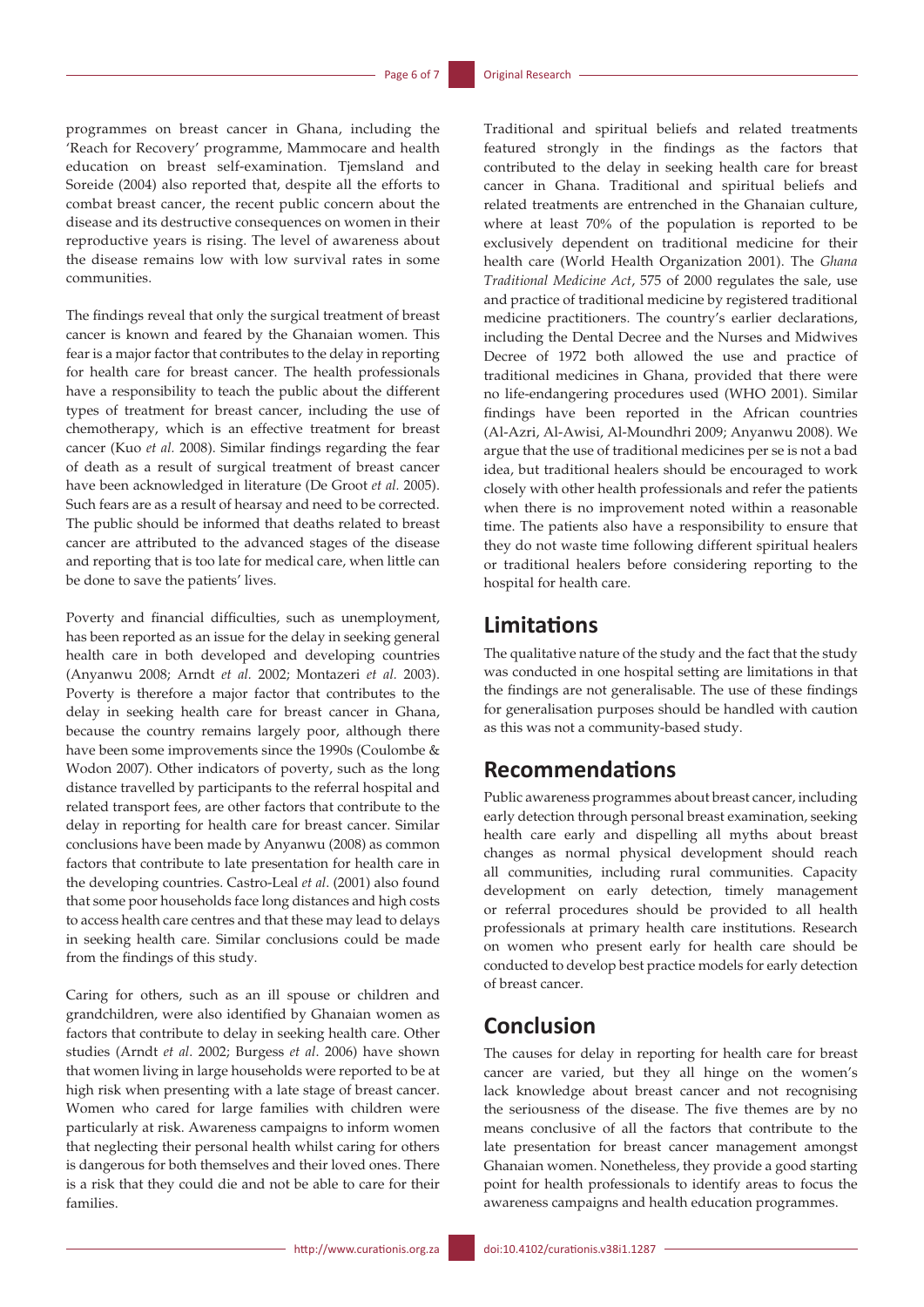programmes on breast cancer in Ghana, including the 'Reach for Recovery' programme, Mammocare and health education on breast self-examination. Tjemsland and Soreide (2004) also reported that, despite all the efforts to combat breast cancer, the recent public concern about the disease and its destructive consequences on women in their reproductive years is rising. The level of awareness about the disease remains low with low survival rates in some communities.

The findings reveal that only the surgical treatment of breast cancer is known and feared by the Ghanaian women. This fear is a major factor that contributes to the delay in reporting for health care for breast cancer. The health professionals have a responsibility to teach the public about the different types of treatment for breast cancer, including the use of chemotherapy, which is an effective treatment for breast cancer (Kuo *et al.* 2008). Similar findings regarding the fear of death as a result of surgical treatment of breast cancer have been acknowledged in literature (De Groot *et al.* 2005). Such fears are as a result of hearsay and need to be corrected. The public should be informed that deaths related to breast cancer are attributed to the advanced stages of the disease and reporting that is too late for medical care, when little can be done to save the patients' lives.

Poverty and financial difficulties, such as unemployment, has been reported as an issue for the delay in seeking general health care in both developed and developing countries (Anyanwu 2008; Arndt *et al.* 2002; Montazeri *et al.* 2003). Poverty is therefore a major factor that contributes to the delay in seeking health care for breast cancer in Ghana, because the country remains largely poor, although there have been some improvements since the 1990s (Coulombe & Wodon 2007). Other indicators of poverty, such as the long distance travelled by participants to the referral hospital and related transport fees, are other factors that contribute to the delay in reporting for health care for breast cancer. Similar conclusions have been made by Anyanwu (2008) as common factors that contribute to late presentation for health care in the developing countries. Castro-Leal *et al.* (2001) also found that some poor households face long distances and high costs to access health care centres and that these may lead to delays in seeking health care. Similar conclusions could be made from the findings of this study.

Caring for others, such as an ill spouse or children and grandchildren, were also identified by Ghanaian women as factors that contribute to delay in seeking health care. Other studies (Arndt *et al.* 2002; Burgess *et al.* 2006) have shown that women living in large households were reported to be at high risk when presenting with a late stage of breast cancer. Women who cared for large families with children were particularly at risk. Awareness campaigns to inform women that neglecting their personal health whilst caring for others is dangerous for both themselves and their loved ones. There is a risk that they could die and not be able to care for their families.

Traditional and spiritual beliefs and related treatments featured strongly in the findings as the factors that contributed to the delay in seeking health care for breast cancer in Ghana. Traditional and spiritual beliefs and related treatments are entrenched in the Ghanaian culture, where at least 70% of the population is reported to be exclusively dependent on traditional medicine for their health care (World Health Organization 2001). The *Ghana Traditional Medicine Act*, 575 of 2000 regulates the sale, use and practice of traditional medicine by registered traditional medicine practitioners. The country's earlier declarations, including the Dental Decree and the Nurses and Midwives Decree of 1972 both allowed the use and practice of traditional medicines in Ghana, provided that there were no life-endangering procedures used (WHO 2001). Similar findings have been reported in the African countries (Al-Azri, Al-Awisi, Al-Moundhri 2009; Anyanwu 2008). We argue that the use of traditional medicines per se is not a bad idea, but traditional healers should be encouraged to work closely with other health professionals and refer the patients when there is no improvement noted within a reasonable time. The patients also have a responsibility to ensure that they do not waste time following different spiritual healers or traditional healers before considering reporting to the hospital for health care.

## Limitations

The qualitative nature of the study and the fact that the study was conducted in one hospital setting are limitations in that the findings are not generalisable. The use of these findings for generalisation purposes should be handled with caution as this was not a community-based study.

## Recommendations

Public awareness programmes about breast cancer, including early detection through personal breast examination, seeking health care early and dispelling all myths about breast changes as normal physical development should reach all communities, including rural communities. Capacity development on early detection, timely management or referral procedures should be provided to all health professionals at primary health care institutions. Research on women who present early for health care should be conducted to develop best practice models for early detection of breast cancer.

## Conclusion

The causes for delay in reporting for health care for breast cancer are varied, but they all hinge on the women's lack knowledge about breast cancer and not recognising the seriousness of the disease. The five themes are by no means conclusive of all the factors that contribute to the late presentation for breast cancer management amongst Ghanaian women. Nonetheless, they provide a good starting point for health professionals to identify areas to focus the awareness campaigns and health education programmes.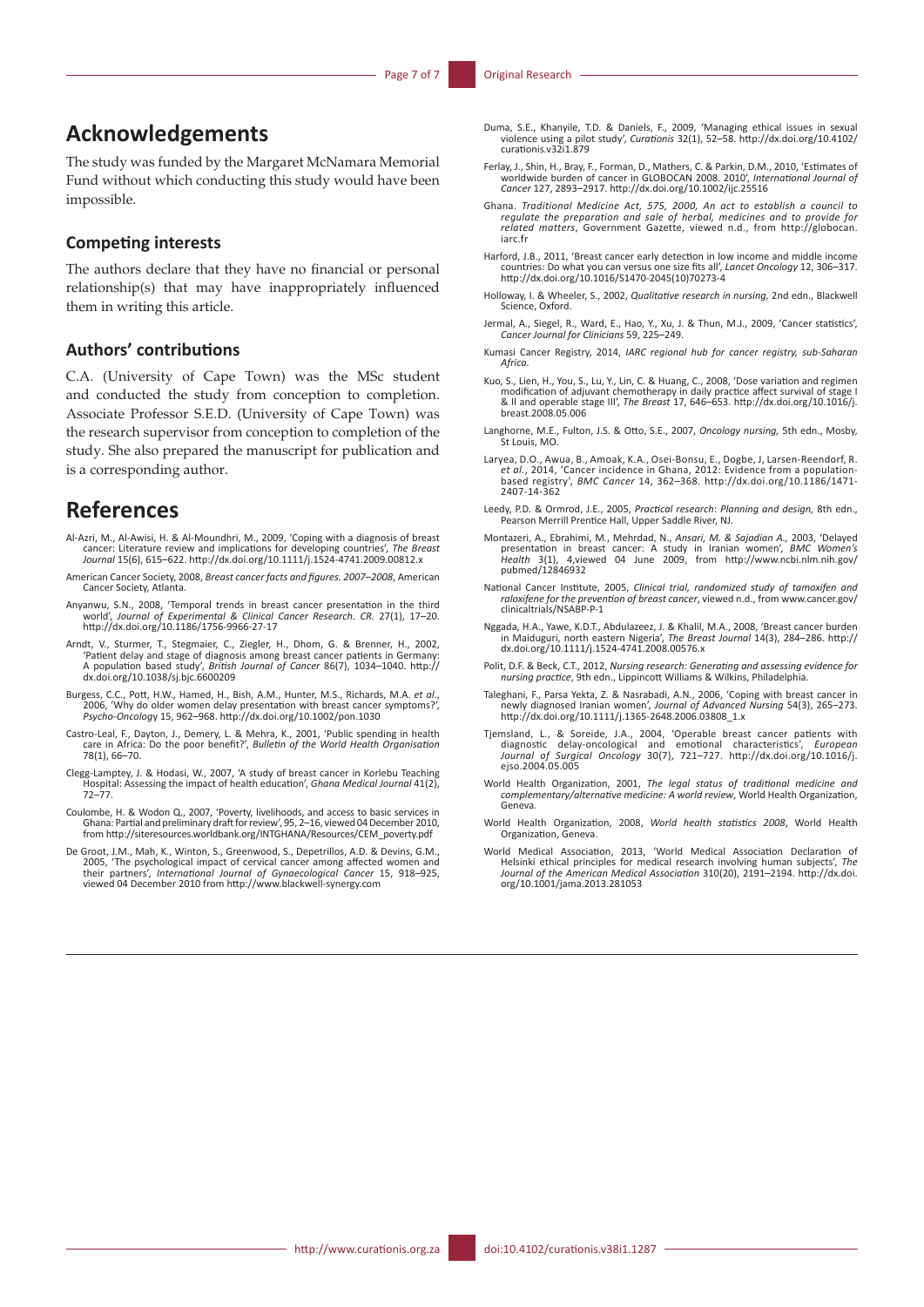## Acknowledgements

The study was funded by the Margaret McNamara Memorial Fund without which conducting this study would have been impossible.

### Competing interests

The authors declare that they have no financial or personal relationship(s) that may have inappropriately influenced them in writing this article.

### Authors' contributions

C.A. (University of Cape Town) was the MSc student and conducted the study from conception to completion. Associate Professor S.E.D. (University of Cape Town) was the research supervisor from conception to completion of the study. She also prepared the manuscript for publication and is a corresponding author.

## References

Al-Azri, M., Al-Awisi, H. & Al-Moundhri, M., 2009, 'Coping with a diagnosis of breast cancer: Literature review and implications for developing countries', *The Breast Journal* 15(6), 615–622. http://dx.doi.org/10.1111/j.1524-4741.2009.00812.x

American Cancer Society, 2008, *Breast cancer facts and figures. 2007–2008*, American Cancer Society, Atlanta.

Anyanwu, S.N., 2008, 'Temporal trends in breast cancer presentation in the third world', *Journal of Experimental & Clinical Cancer Research. CR.* 27(1), 17–20. http://dx.doi.org/10.1186/1756-9966-27-17

Arndt, V., Sturmer, T., Stegmaier, C., Ziegler, H., Dhom, G. & Brenner, H., 2002, 'Patient delay and stage of diagnosis among breast cancer patients in Germany: A population based study', *British Journal of Cancer* 86(7), 1034–1040. http://dx.doi.org/10.1038/sj.bjc.6600209

Burgess, C.C., Pott, H.W., Hamed, H., Bish, A.M., Hunter, M.S., Richards, M.A. *et al.*, 2006, 'Why do older women delay presentation with breast cancer symptoms?', *Psycho-Oncology* 15, 962–968. http://dx.doi.org/10.1002/pon.1030

Castro-Leal, F., Dayton, J., Demery, L. & Mehra, K., 2001, 'Public spending in health care in Africa: Do the poor benefit?', *Bulletin of the World Health Organisation* 78(1), 66–70.

Clegg-Lamptey, J. & Hodasi, W., 2007, 'A study of breast cancer in Korlebu Teaching Hospital: Assessing the impact of health education', *Ghana Medical Journal* 41(2), 72–77.

Coulombe, H. & Wodon Q., 2007, 'Poverty, livelihoods, and access to basic services in Ghana: Partial and preliminary draft for review', 95, 2–16, viewed 04 December 2010, from http://siteresources.worldbank.org/INTGHANA/Resources/CEM_poverty.pdf

De Groot, J.M., Mah, K., Winton, S., Greenwood, S., Depetrillos, A.D. & Devins, G.M., 2005, 'The psychological impact of cervical cancer among affected women and their partners', *International Journal of Gynaecological Cancer* 15, 918–925, viewed 04 December 2010 from http://www.blackwell-synergy.com

Duma, S.E., Khanyile, T.D. & Daniels, F., 2009, 'Managing ethical issues in sexual violence using a pilot study', *Curationis* 32(1), 52–58. http://dx.doi.org/10.4102/curationis.v32i1.879

Ferlay, J., Shin, H., Bray, F., Forman, D., Mathers, C. & Parkin, D.M., 2010, 'Estimates of worldwide burden of cancer in GLOBOCAN 2008. 2010', *International Journal of Cancer* 127, 2893–2917. http://dx.doi.org/10.1002/ijc.25516

Ghana. *Traditional Medicine Act, 575, 2000, An act to establish a council to regulate the preparation and sale of herbal, medicines and to provide for related matters*, Government Gazette, viewed n.d., from http://globocan.iarc.fr

Harford, J.B., 2011, 'Breast cancer early detection in low income and middle income countries: Do what you can versus one size fits all', *Lancet Oncology* 12, 306–317. http://dx.doi.org/10.1016/S1470-2045(10)70273-4

Holloway, I. & Wheeler, S., 2002, *Qualitative research in nursing,* 2nd edn., Blackwell Science, Oxford.

Jermal, A., Siegel, R., Ward, E., Hao, Y., Xu, J. & Thun, M.J., 2009, 'Cancer statistics', *Cancer Journal for Clinicians* 59, 225–249.

Kumasi Cancer Registry, 2014, *IARC regional hub for cancer registry, sub-Saharan Africa.*

Kuo, S., Lien, H., You, S., Lu, Y., Lin, C. & Huang, C., 2008, 'Dose variation and regimen modification of adjuvant chemotherapy in daily practice affect survival of stage I & II and operable stage III', *The Breast* 17, 646–653. http://dx.doi.org/10.1016/j.breast.2008.05.006

Langhorne, M.E., Fulton, J.S. & Otto, S.E., 2007, *Oncology nursing,* 5th edn., Mosby, St Louis, MO.

Laryea, D.O., Awua, B., Amoak, K.A., Osei-Bonsu, E., Dogbe, J, Larsen-Reendorf, R. *et al.*, 2014, 'Cancer incidence in Ghana, 2012: Evidence from a population-based registry', *BMC Cancer* 14, 362–368. http://dx.doi.org/10.1186/1471-2407-14-362

Leedy, P.D. & Ormrod, J.E., 2005, *Practical research*: *Planning and design,* 8th edn., Pearson Merrill Prentice Hall, Upper Saddle River, NJ.

Montazeri, A., Ebrahimi, M., Mehrdad, N., *Ansari, M. & Sajadian A.,* 2003, 'Delayed presentation in breast cancer: A study in Iranian women', *BMC Women's Health* 3(1), 4,viewed 04 June 2009, from http://www.ncbi.nlm.nih.gov/pubmed/12846932

National Cancer Institute, 2005, *Clinical trial, randomized study of tamoxifen and raloxifene for the prevention of breast cancer*, viewed n.d., from www.cancer.gov/clinicaltrials/NSABP-P-1

Nggada, H.A., Yawe, K.D.T., Abdulazeez, J. & Khalil, M.A., 2008, 'Breast cancer burden in Maiduguri, north eastern Nigeria', *The Breast Journal* 14(3), 284–286. http://dx.doi.org/10.1111/j.1524-4741.2008.00576.x

Polit, D.F. & Beck, C.T., 2012, *Nursing research: Generating and assessing evidence for nursing practice*, 9th edn., Lippincott Williams & Wilkins, Philadelphia.

Taleghani, F., Parsa Yekta, Z. & Nasrabadi, A.N., 2006, 'Coping with breast cancer in newly diagnosed Iranian women', *Journal of Advanced Nursing* 54(3), 265–273. http://dx.doi.org/10.1111/j.1365-2648.2006.03808_1.x

Tjemsland, L., & Soreide, J.A., 2004, 'Operable breast cancer patients with diagnostic delay-oncological and emotional characteristics', *European Journal of Surgical Oncology* 30(7), 721–727. http://dx.doi.org/10.1016/j.ejso.2004.05.005

World Health Organization, 2001, *The legal status of traditional medicine and complementary/alternative medicine: A world review*, World Health Organization, Geneva.

World Health Organization, 2008, *World health statistics 2008*, World Health Organization, Geneva.

World Medical Association, 2013, 'World Medical Association Declaration of Helsinki ethical principles for medical research involving human subjects', *The Journal of the American Medical Association* 310(20), 2191–2194. http://dx.doi.org/10.1001/jama.2013.281053